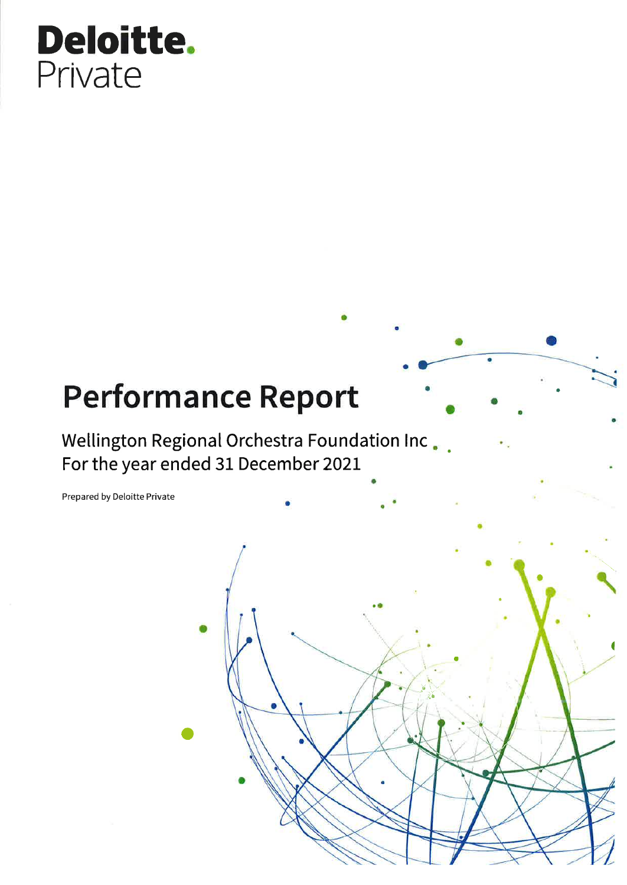Deloitte.
Private

# Performance Report

Wellington Regional Orchestra Foundation Inc
For the year ended 31 December 2021

Prepared by Deloitte Private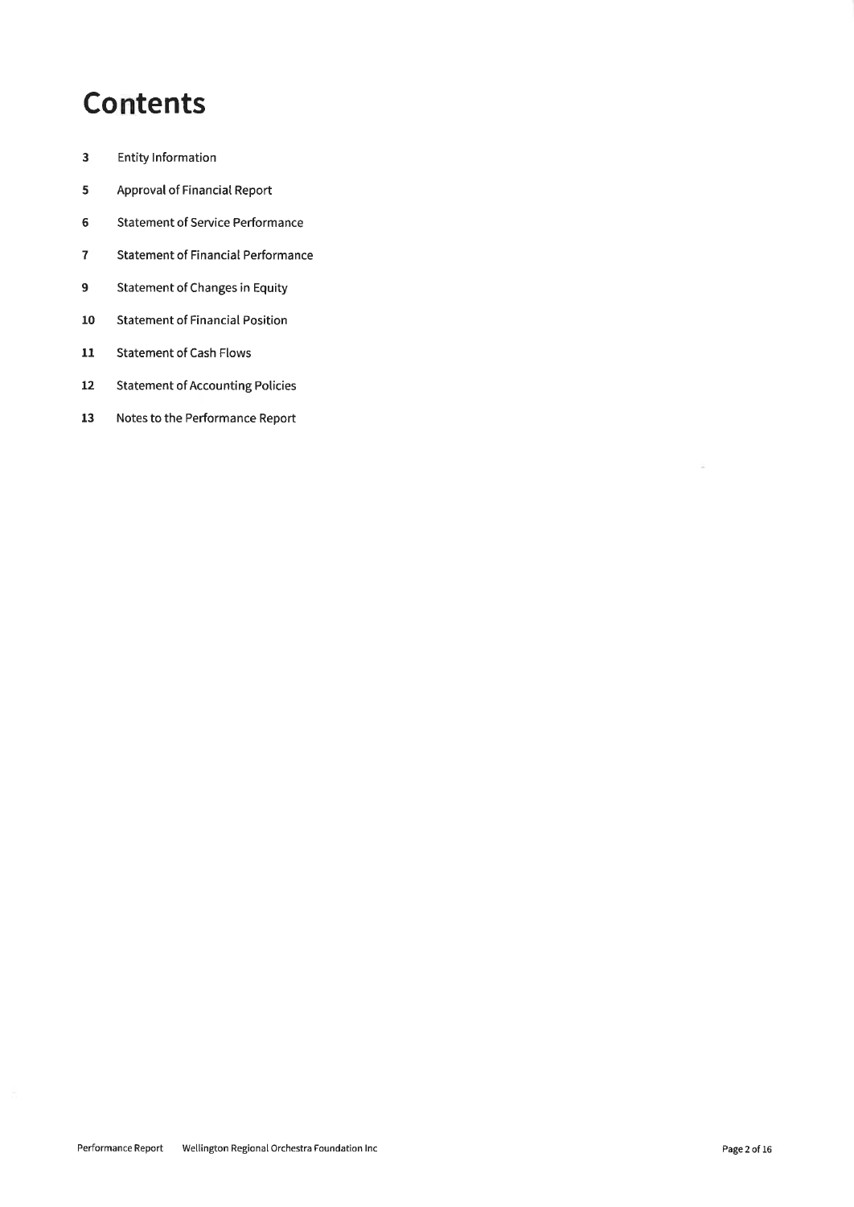# Contents

| | |
|---|---|
| 3 | Entity Information |
| 5 | Approval of Financial Report |
| 6 | Statement of Service Performance |
| 7 | Statement of Financial Performance |
| 9 | Statement of Changes in Equity |
| 10 | Statement of Financial Position |
| 11 | Statement of Cash Flows |
| 12 | Statement of Accounting Policies |
| 13 | Notes to the Performance Report |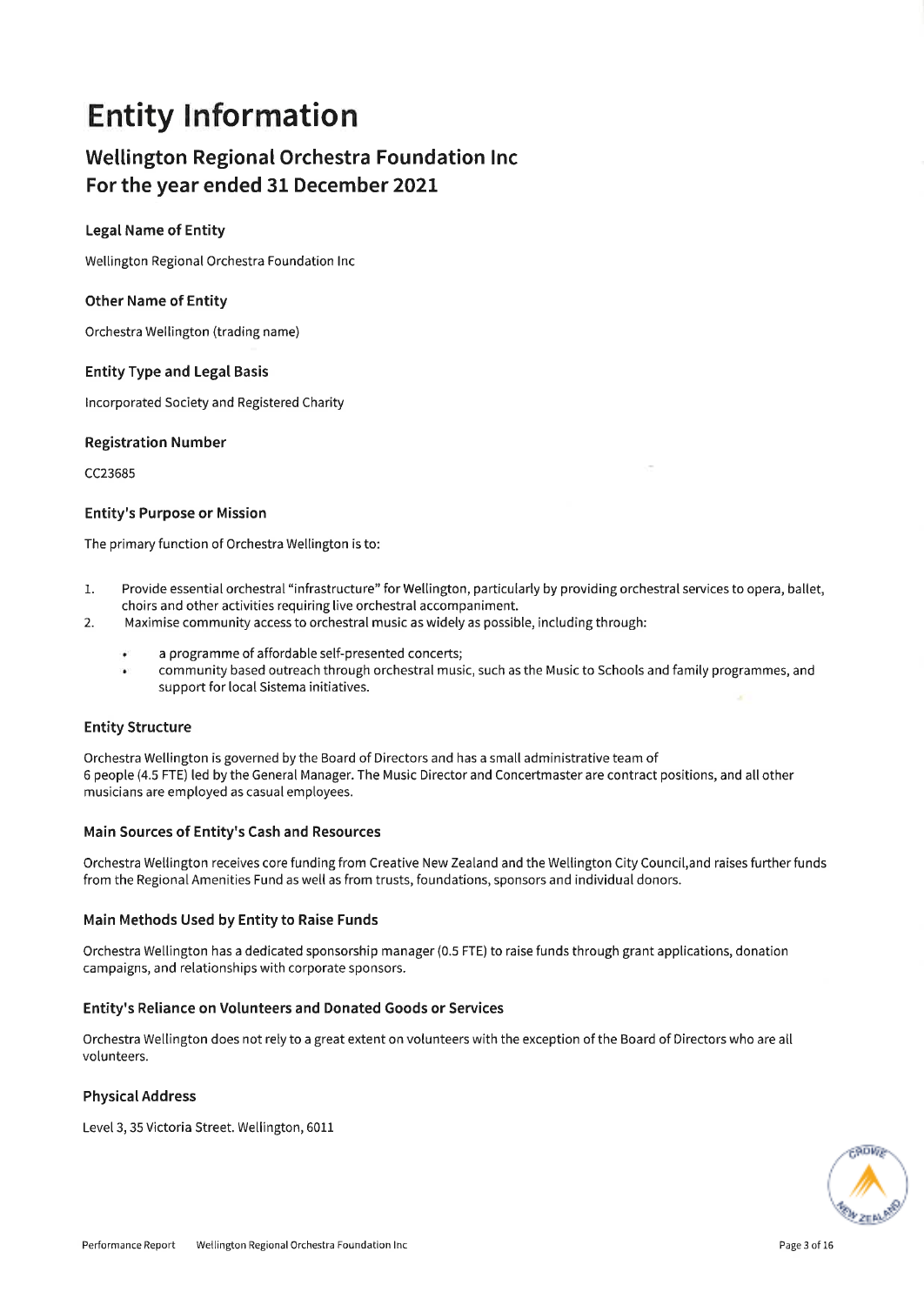# Entity Information

## Wellington Regional Orchestra Foundation Inc
## For the year ended 31 December 2021

### Legal Name of Entity

Wellington Regional Orchestra Foundation Inc

### Other Name of Entity

Orchestra Wellington (trading name)

### Entity Type and Legal Basis

Incorporated Society and Registered Charity

### Registration Number

CC23685

### Entity's Purpose or Mission

The primary function of Orchestra Wellington is to:

1. Provide essential orchestral "infrastructure" for Wellington, particularly by providing orchestral services to opera, ballet, choirs and other activities requiring live orchestral accompaniment.
2. Maximise community access to orchestral music as widely as possible, including through:
   - a programme of affordable self-presented concerts;
   - community based outreach through orchestral music, such as the Music to Schools and family programmes, and support for local Sistema initiatives.

### Entity Structure

Orchestra Wellington is governed by the Board of Directors and has a small administrative team of 6 people (4.5 FTE) led by the General Manager. The Music Director and Concertmaster are contract positions, and all other musicians are employed as casual employees.

### Main Sources of Entity's Cash and Resources

Orchestra Wellington receives core funding from Creative New Zealand and the Wellington City Council,and raises further funds from the Regional Amenities Fund as well as from trusts, foundations, sponsors and individual donors.

### Main Methods Used by Entity to Raise Funds

Orchestra Wellington has a dedicated sponsorship manager (0.5 FTE) to raise funds through grant applications, donation campaigns, and relationships with corporate sponsors.

### Entity's Reliance on Volunteers and Donated Goods or Services

Orchestra Wellington does not rely to a great extent on volunteers with the exception of the Board of Directors who are all volunteers.

### Physical Address

Level 3, 35 Victoria Street. Wellington, 6011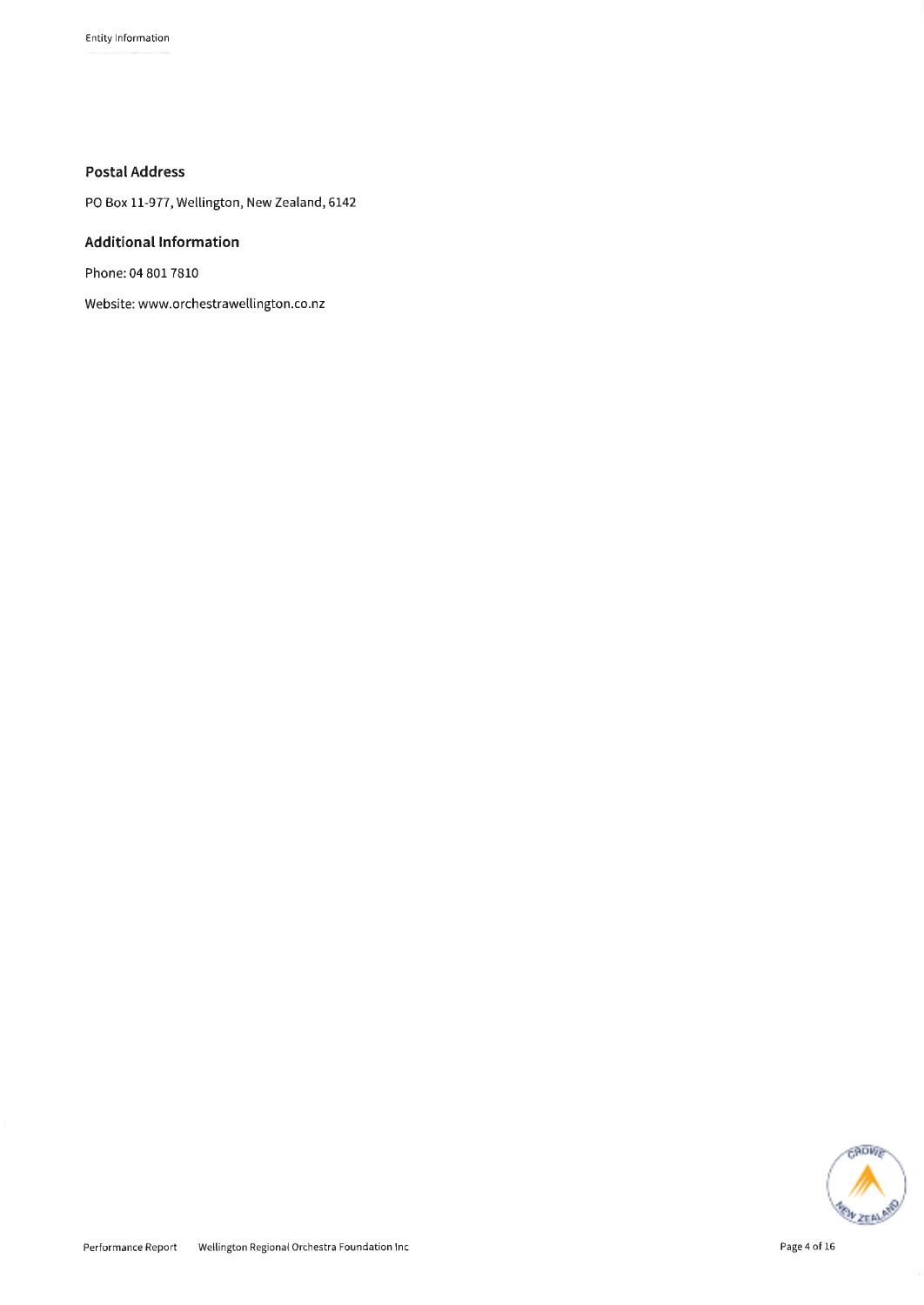### Postal Address

PO Box 11-977, Wellington, New Zealand, 6142

### Additional Information

Phone: 04 801 7810

Website: www.orchestrawellington.co.nz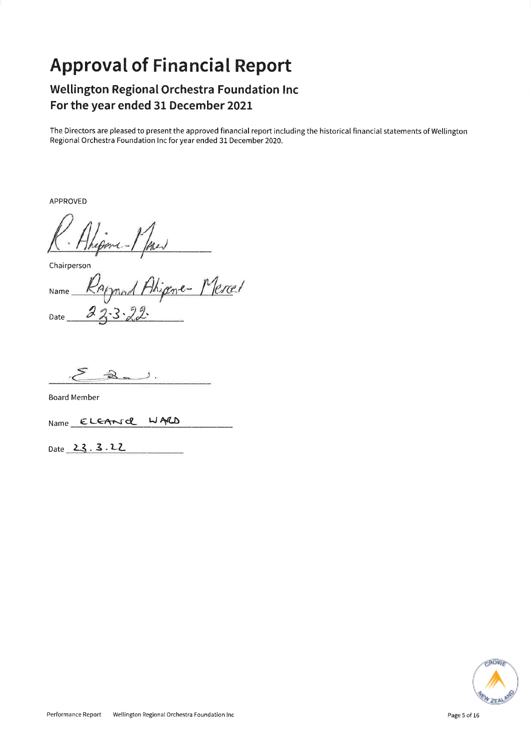# Approval of Financial Report

## Wellington Regional Orchestra Foundation Inc
## For the year ended 31 December 2021

The Directors are pleased to present the approved financial report including the historical financial statements of Wellington Regional Orchestra Foundation Inc for year ended 31 December 2020.

APPROVED

R. Ahipene-Mercer

Chairperson

Name Raymond Ahipene-Mercer

Date 23.3.22

Board Member

Name ELEANOR WARD

Date 23.3.22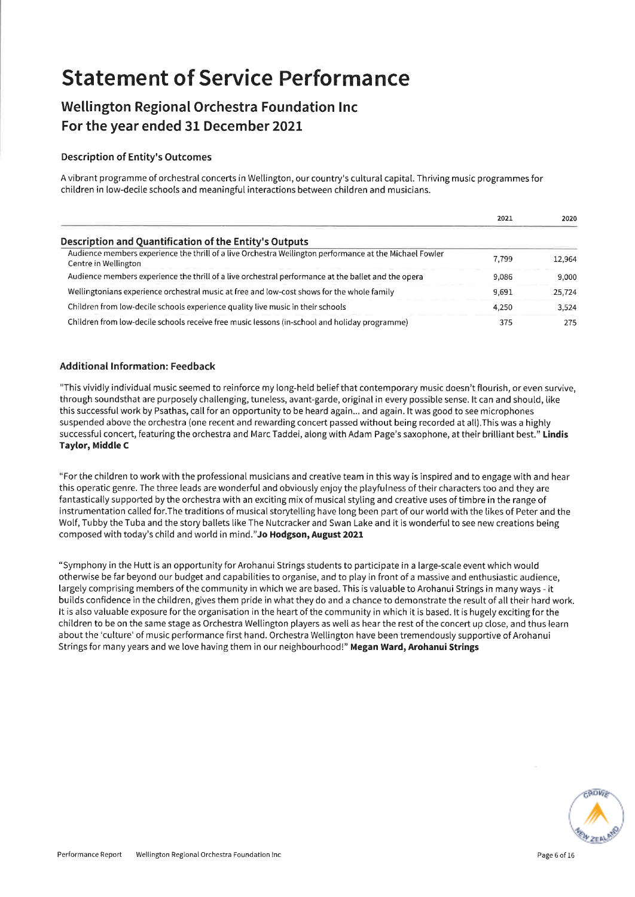# Statement of Service Performance

## Wellington Regional Orchestra Foundation Inc
## For the year ended 31 December 2021

### Description of Entity's Outcomes

A vibrant programme of orchestral concerts in Wellington, our country's cultural capital. Thriving music programmes for children in low-decile schools and meaningful interactions between children and musicians.

| | 2021 | 2020 |
|---|---|---|
| **Description and Quantification of the Entity's Outputs** | | |
| Audience members experience the thrill of a live Orchestra Wellington performance at the Michael Fowler Centre in Wellington | 7,799 | 12,964 |
| Audience members experience the thrill of a live orchestral performance at the ballet and the opera | 9,086 | 9,000 |
| Wellingtonians experience orchestral music at free and low-cost shows for the whole family | 9,691 | 25,724 |
| Children from low-decile schools experience quality live music in their schools | 4,250 | 3,524 |
| Children from low-decile schools receive free music lessons (in-school and holiday programme) | 375 | 275 |

### Additional Information: Feedback

"This vividly individual music seemed to reinforce my long-held belief that contemporary music doesn't flourish, or even survive, through soundsthat are purposely challenging, tuneless, avant-garde, original in every possible sense. It can and should, like this successful work by Psathas, call for an opportunity to be heard again... and again. It was good to see microphones suspended above the orchestra (one recent and rewarding concert passed without being recorded at all).This was a highly successful concert, featuring the orchestra and Marc Taddei, along with Adam Page's saxophone, at their brilliant best." **Lindis Taylor, Middle C**

"For the children to work with the professional musicians and creative team in this way is inspired and to engage with and hear this operatic genre. The three leads are wonderful and obviously enjoy the playfulness of their characters too and they are fantastically supported by the orchestra with an exciting mix of musical styling and creative uses of timbre in the range of instrumentation called for.The traditions of musical storytelling have long been part of our world with the likes of Peter and the Wolf, Tubby the Tuba and the story ballets like The Nutcracker and Swan Lake and it is wonderful to see new creations being composed with today's child and world in mind."**Jo Hodgson, August 2021**

"Symphony in the Hutt is an opportunity for Arohanui Strings students to participate in a large-scale event which would otherwise be far beyond our budget and capabilities to organise, and to play in front of a massive and enthusiastic audience, largely comprising members of the community in which we are based. This is valuable to Arohanui Strings in many ways - it builds confidence in the children, gives them pride in what they do and a chance to demonstrate the result of all their hard work. It is also valuable exposure for the organisation in the heart of the community in which it is based. It is hugely exciting for the children to be on the same stage as Orchestra Wellington players as well as hear the rest of the concert up close, and thus learn about the 'culture' of music performance first hand. Orchestra Wellington have been tremendously supportive of Arohanui Strings for many years and we love having them in our neighbourhood!" **Megan Ward, Arohanui Strings**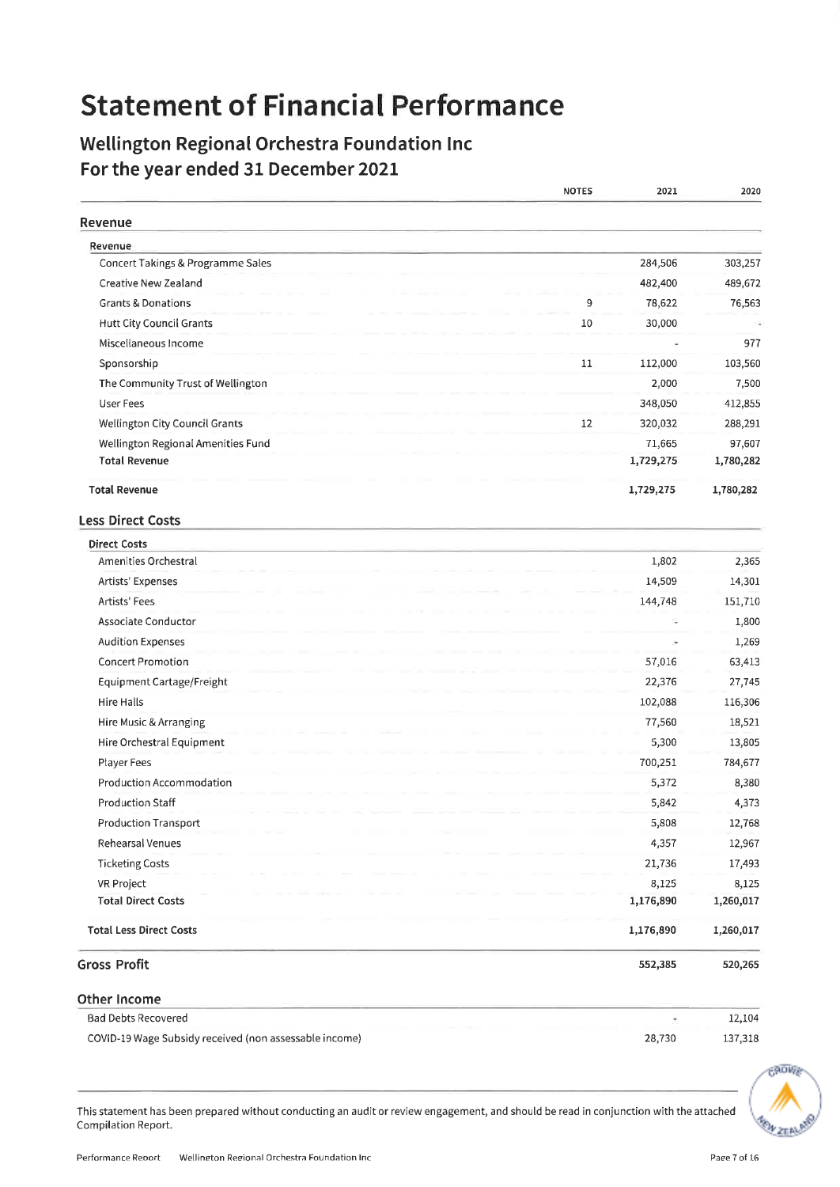# Statement of Financial Performance

## Wellington Regional Orchestra Foundation Inc
## For the year ended 31 December 2021

| | NOTES | 2021 | 2020 |
|---|---|---|---|
| **Revenue** | | | |
| Revenue | | | |
| Concert Takings & Programme Sales | | 284,506 | 303,257 |
| Creative New Zealand | | 482,400 | 489,672 |
| Grants & Donations | 9 | 78,622 | 76,563 |
| Hutt City Council Grants | 10 | 30,000 | - |
| Miscellaneous Income | | - | 977 |
| Sponsorship | 11 | 112,000 | 103,560 |
| The Community Trust of Wellington | | 2,000 | 7,500 |
| User Fees | | 348,050 | 412,855 |
| Wellington City Council Grants | 12 | 320,032 | 288,291 |
| Wellington Regional Amenities Fund | | 71,665 | 97,607 |
| **Total Revenue** | | **1,729,275** | **1,780,282** |
| **Total Revenue** | | **1,729,275** | **1,780,282** |
| **Less Direct Costs** | | | |
| Direct Costs | | | |
| Amenities Orchestral | | 1,802 | 2,365 |
| Artists' Expenses | | 14,509 | 14,301 |
| Artists' Fees | | 144,748 | 151,710 |
| Associate Conductor | | - | 1,800 |
| Audition Expenses | | - | 1,269 |
| Concert Promotion | | 57,016 | 63,413 |
| Equipment Cartage/Freight | | 22,376 | 27,745 |
| Hire Halls | | 102,088 | 116,306 |
| Hire Music & Arranging | | 77,560 | 18,521 |
| Hire Orchestral Equipment | | 5,300 | 13,805 |
| Player Fees | | 700,251 | 784,677 |
| Production Accommodation | | 5,372 | 8,380 |
| Production Staff | | 5,842 | 4,373 |
| Production Transport | | 5,808 | 12,768 |
| Rehearsal Venues | | 4,357 | 12,967 |
| Ticketing Costs | | 21,736 | 17,493 |
| VR Project | | 8,125 | 8,125 |
| **Total Direct Costs** | | **1,176,890** | **1,260,017** |
| **Total Less Direct Costs** | | **1,176,890** | **1,260,017** |
| **Gross Profit** | | **552,385** | **520,265** |
| **Other Income** | | | |
| Bad Debts Recovered | | - | 12,104 |
| COVID-19 Wage Subsidy received (non assessable income) | | 28,730 | 137,318 |

This statement has been prepared without conducting an audit or review engagement, and should be read in conjunction with the attached Compilation Report.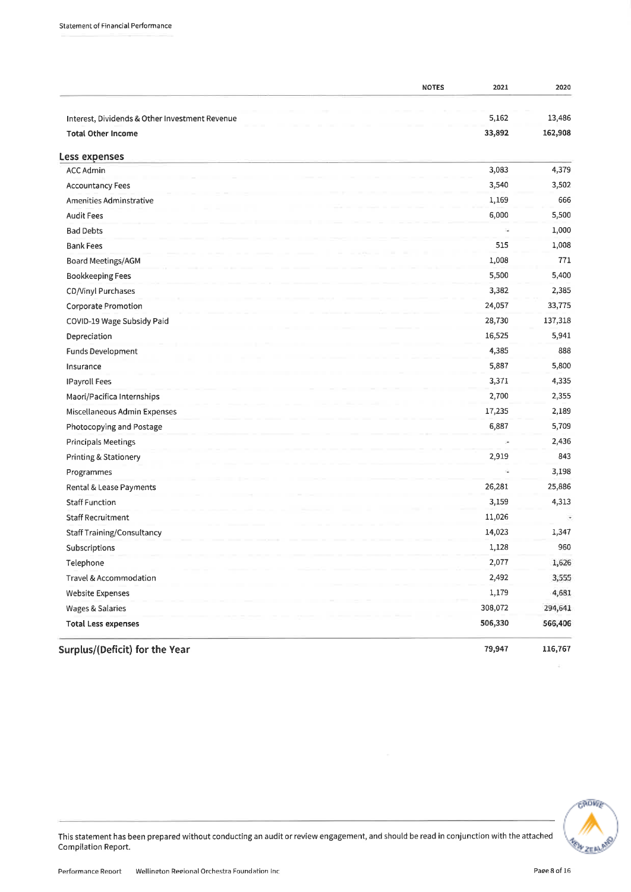Statement of Financial Performance

| | NOTES | 2021 | 2020 |
|---|---|---|---|
| Interest, Dividends & Other Investment Revenue | | 5,162 | 13,486 |
| **Total Other Income** | | **33,892** | **162,908** |
| **Less expenses** | | | |
| ACC Admin | | 3,083 | 4,379 |
| Accountancy Fees | | 3,540 | 3,502 |
| Amenities Adminstrative | | 1,169 | 666 |
| Audit Fees | | 6,000 | 5,500 |
| Bad Debts | | - | 1,000 |
| Bank Fees | | 515 | 1,008 |
| Board Meetings/AGM | | 1,008 | 771 |
| Bookkeeping Fees | | 5,500 | 5,400 |
| CD/Vinyl Purchases | | 3,382 | 2,385 |
| Corporate Promotion | | 24,057 | 33,775 |
| COVID-19 Wage Subsidy Paid | | 28,730 | 137,318 |
| Depreciation | | 16,525 | 5,941 |
| Funds Development | | 4,385 | 888 |
| Insurance | | 5,887 | 5,800 |
| IPayroll Fees | | 3,371 | 4,335 |
| Maori/Pacifica Internships | | 2,700 | 2,355 |
| Miscellaneous Admin Expenses | | 17,235 | 2,189 |
| Photocopying and Postage | | 6,887 | 5,709 |
| Principals Meetings | | - | 2,436 |
| Printing & Stationery | | 2,919 | 843 |
| Programmes | | - | 3,198 |
| Rental & Lease Payments | | 26,281 | 25,886 |
| Staff Function | | 3,159 | 4,313 |
| Staff Recruitment | | 11,026 | - |
| Staff Training/Consultancy | | 14,023 | 1,347 |
| Subscriptions | | 1,128 | 960 |
| Telephone | | 2,077 | 1,626 |
| Travel & Accommodation | | 2,492 | 3,555 |
| Website Expenses | | 1,179 | 4,681 |
| Wages & Salaries | | 308,072 | 294,641 |
| **Total Less expenses** | | **506,330** | **566,406** |
| **Surplus/(Deficit) for the Year** | | **79,947** | **116,767** |

This statement has been prepared without conducting an audit or review engagement, and should be read in conjunction with the attached Compilation Report.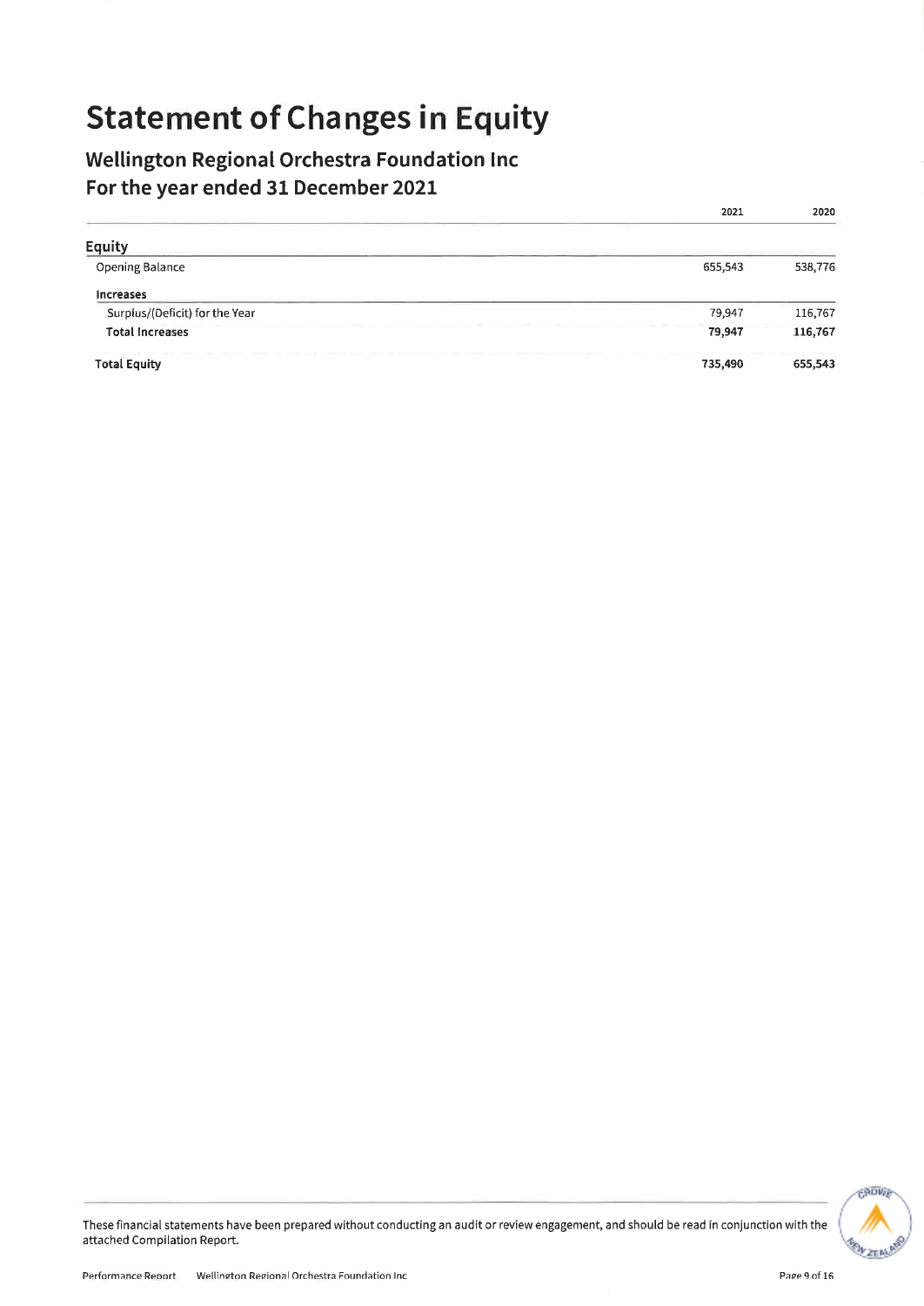# Statement of Changes in Equity

## Wellington Regional Orchestra Foundation Inc
## For the year ended 31 December 2021

| | 2021 | 2020 |
|---|---|---|
| **Equity** | | |
| Opening Balance | 655,543 | 538,776 |
| **Increases** | | |
| Surplus/(Deficit) for the Year | 79,947 | 116,767 |
| **Total Increases** | **79,947** | **116,767** |
| **Total Equity** | **735,490** | **655,543** |

These financial statements have been prepared without conducting an audit or review engagement, and should be read in conjunction with the attached Compilation Report.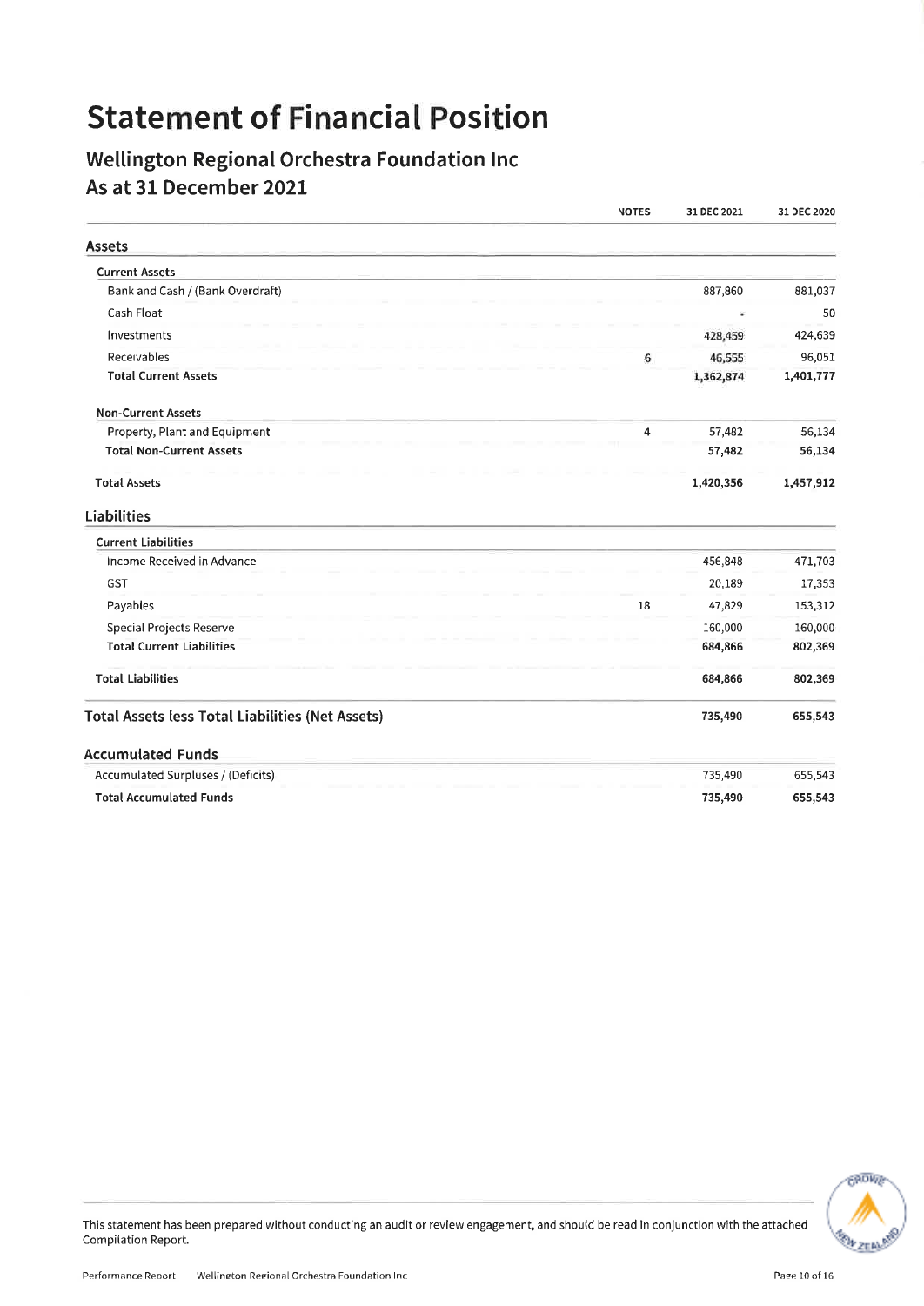# Statement of Financial Position

## Wellington Regional Orchestra Foundation Inc
## As at 31 December 2021

| | NOTES | 31 DEC 2021 | 31 DEC 2020 |
|---|---|---|---|
| **Assets** | | | |
| **Current Assets** | | | |
| Bank and Cash / (Bank Overdraft) | | 887,860 | 881,037 |
| Cash Float | | - | 50 |
| Investments | | 428,459 | 424,639 |
| Receivables | 6 | 46,555 | 96,051 |
| **Total Current Assets** | | **1,362,874** | **1,401,777** |
| **Non-Current Assets** | | | |
| Property, Plant and Equipment | 4 | 57,482 | 56,134 |
| **Total Non-Current Assets** | | **57,482** | **56,134** |
| **Total Assets** | | **1,420,356** | **1,457,912** |
| **Liabilities** | | | |
| **Current Liabilities** | | | |
| Income Received in Advance | | 456,848 | 471,703 |
| GST | | 20,189 | 17,353 |
| Payables | 18 | 47,829 | 153,312 |
| Special Projects Reserve | | 160,000 | 160,000 |
| **Total Current Liabilities** | | **684,866** | **802,369** |
| **Total Liabilities** | | **684,866** | **802,369** |
| **Total Assets less Total Liabilities (Net Assets)** | | **735,490** | **655,543** |
| **Accumulated Funds** | | | |
| Accumulated Surpluses / (Deficits) | | 735,490 | 655,543 |
| **Total Accumulated Funds** | | **735,490** | **655,543** |

This statement has been prepared without conducting an audit or review engagement, and should be read in conjunction with the attached Compilation Report.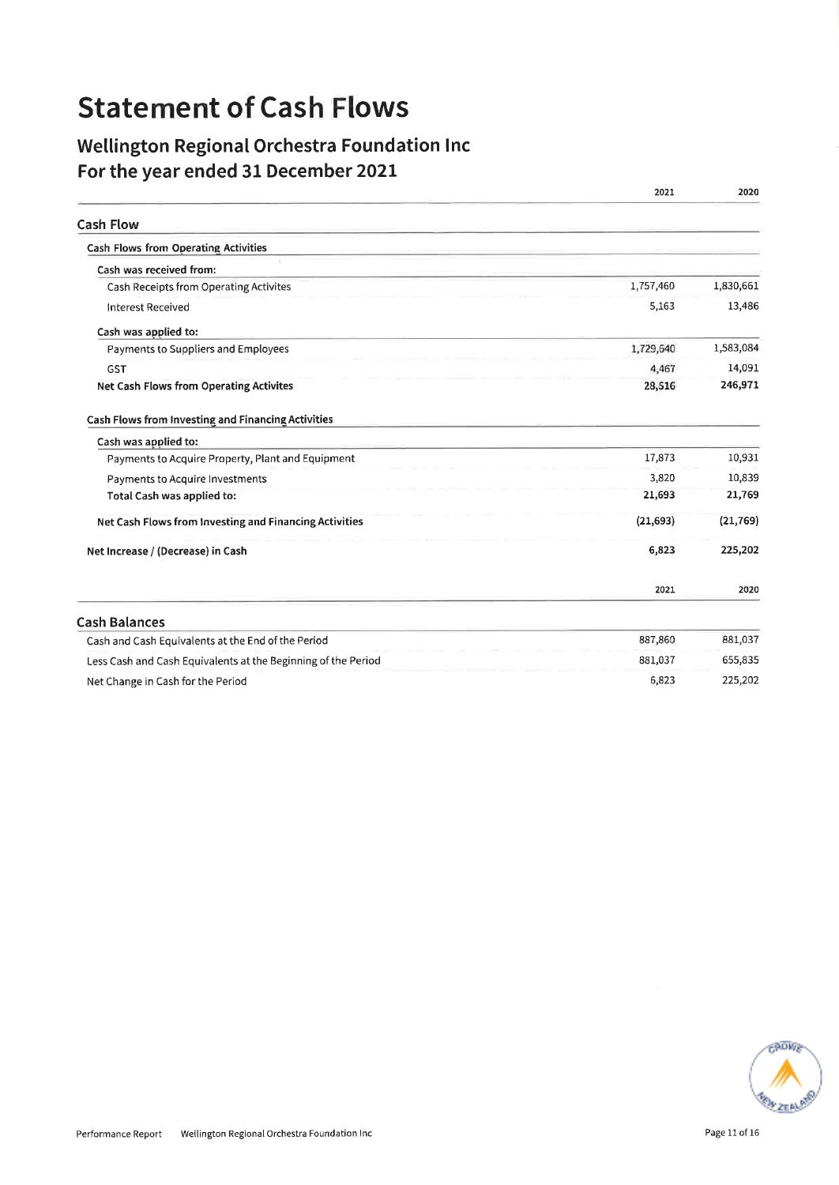# Statement of Cash Flows

## Wellington Regional Orchestra Foundation Inc
## For the year ended 31 December 2021

| | 2021 | 2020 |
|---|---|---|
| **Cash Flow** | | |
| **Cash Flows from Operating Activities** | | |
| **Cash was received from:** | | |
| Cash Receipts from Operating Activites | 1,757,460 | 1,830,661 |
| Interest Received | 5,163 | 13,486 |
| **Cash was applied to:** | | |
| Payments to Suppliers and Employees | 1,729,640 | 1,583,084 |
| GST | 4,467 | 14,091 |
| **Net Cash Flows from Operating Activites** | **28,516** | **246,971** |
| **Cash Flows from Investing and Financing Activities** | | |
| **Cash was applied to:** | | |
| Payments to Acquire Property, Plant and Equipment | 17,873 | 10,931 |
| Payments to Acquire Investments | 3,820 | 10,839 |
| **Total Cash was applied to:** | **21,693** | **21,769** |
| **Net Cash Flows from Investing and Financing Activities** | **(21,693)** | **(21,769)** |
| **Net Increase / (Decrease) in Cash** | **6,823** | **225,202** |

| | 2021 | 2020 |
|---|---|---|
| **Cash Balances** | | |
| Cash and Cash Equivalents at the End of the Period | 887,860 | 881,037 |
| Less Cash and Cash Equivalents at the Beginning of the Period | 881,037 | 655,835 |
| Net Change in Cash for the Period | 6,823 | 225,202 |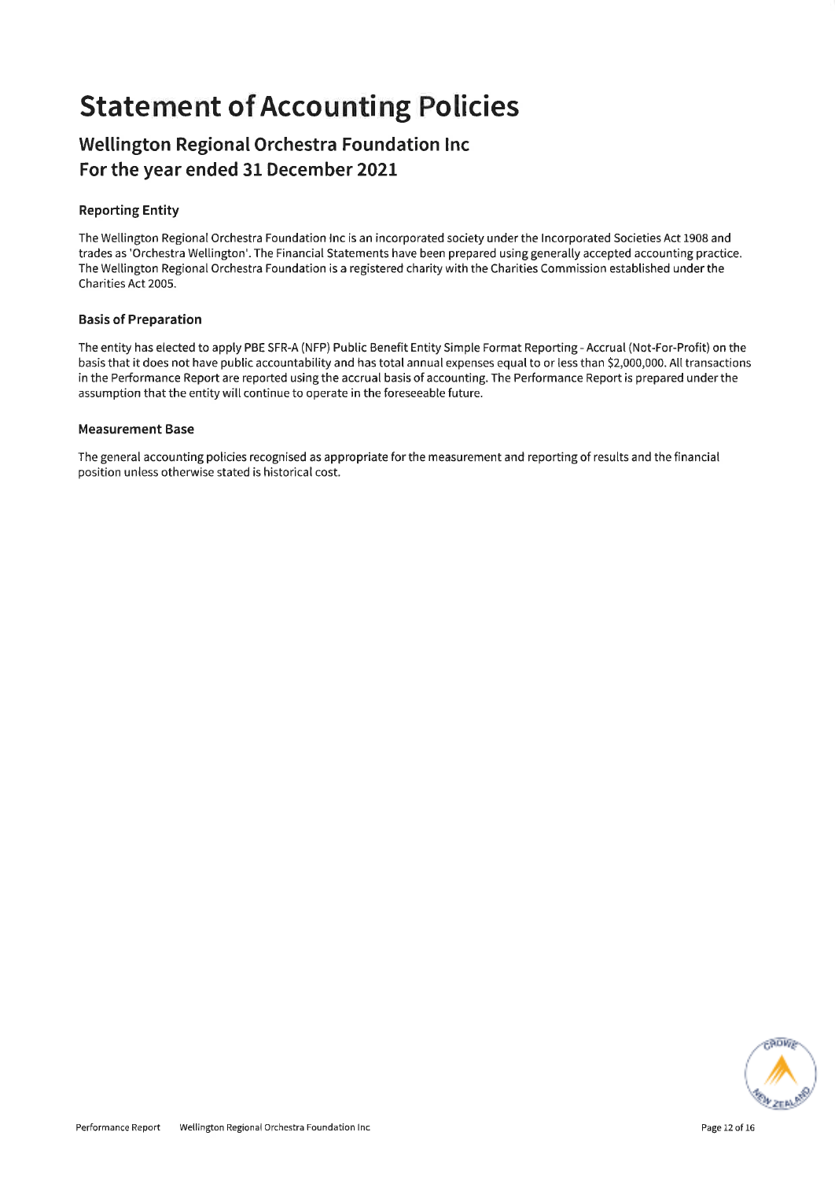# Statement of Accounting Policies

## Wellington Regional Orchestra Foundation Inc
## For the year ended 31 December 2021

### Reporting Entity

The Wellington Regional Orchestra Foundation Inc is an incorporated society under the Incorporated Societies Act 1908 and trades as 'Orchestra Wellington'. The Financial Statements have been prepared using generally accepted accounting practice. The Wellington Regional Orchestra Foundation is a registered charity with the Charities Commission established under the Charities Act 2005.

### Basis of Preparation

The entity has elected to apply PBE SFR-A (NFP) Public Benefit Entity Simple Format Reporting - Accrual (Not-For-Profit) on the basis that it does not have public accountability and has total annual expenses equal to or less than $2,000,000. All transactions in the Performance Report are reported using the accrual basis of accounting. The Performance Report is prepared under the assumption that the entity will continue to operate in the foreseeable future.

### Measurement Base

The general accounting policies recognised as appropriate for the measurement and reporting of results and the financial position unless otherwise stated is historical cost.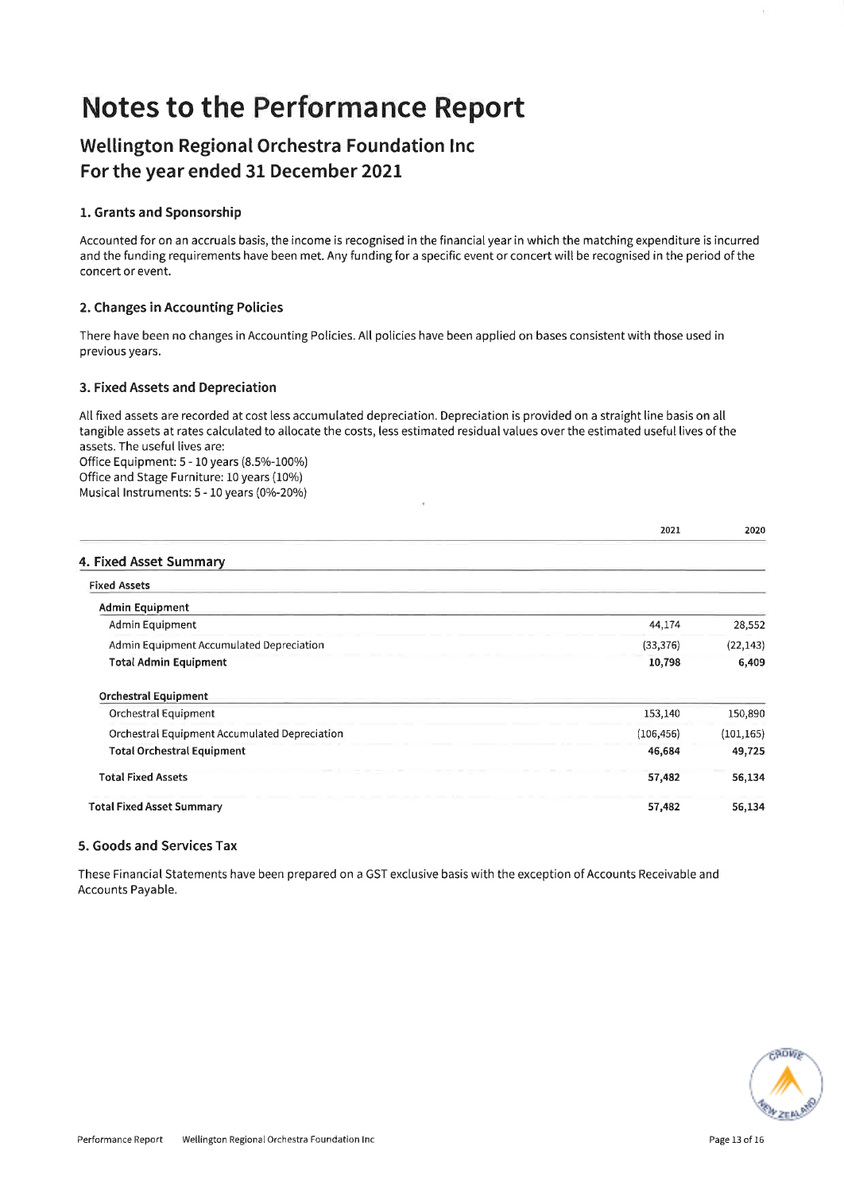# Notes to the Performance Report

## Wellington Regional Orchestra Foundation Inc
## For the year ended 31 December 2021

### 1. Grants and Sponsorship

Accounted for on an accruals basis, the income is recognised in the financial year in which the matching expenditure is incurred and the funding requirements have been met. Any funding for a specific event or concert will be recognised in the period of the concert or event.

### 2. Changes in Accounting Policies

There have been no changes in Accounting Policies. All policies have been applied on bases consistent with those used in previous years.

### 3. Fixed Assets and Depreciation

All fixed assets are recorded at cost less accumulated depreciation. Depreciation is provided on a straight line basis on all tangible assets at rates calculated to allocate the costs, less estimated residual values over the estimated useful lives of the assets. The useful lives are:

Office Equipment: 5 - 10 years (8.5%-100%)
Office and Stage Furniture: 10 years (10%)
Musical Instruments: 5 - 10 years (0%-20%)

| | 2021 | 2020 |
|---|---|---|
| **4. Fixed Asset Summary** | | |
| **Fixed Assets** | | |
| **Admin Equipment** | | |
| Admin Equipment | 44,174 | 28,552 |
| Admin Equipment Accumulated Depreciation | (33,376) | (22,143) |
| **Total Admin Equipment** | **10,798** | **6,409** |
| **Orchestral Equipment** | | |
| Orchestral Equipment | 153,140 | 150,890 |
| Orchestral Equipment Accumulated Depreciation | (106,456) | (101,165) |
| **Total Orchestral Equipment** | **46,684** | **49,725** |
| **Total Fixed Assets** | **57,482** | **56,134** |
| **Total Fixed Asset Summary** | **57,482** | **56,134** |

### 5. Goods and Services Tax

These Financial Statements have been prepared on a GST exclusive basis with the exception of Accounts Receivable and Accounts Payable.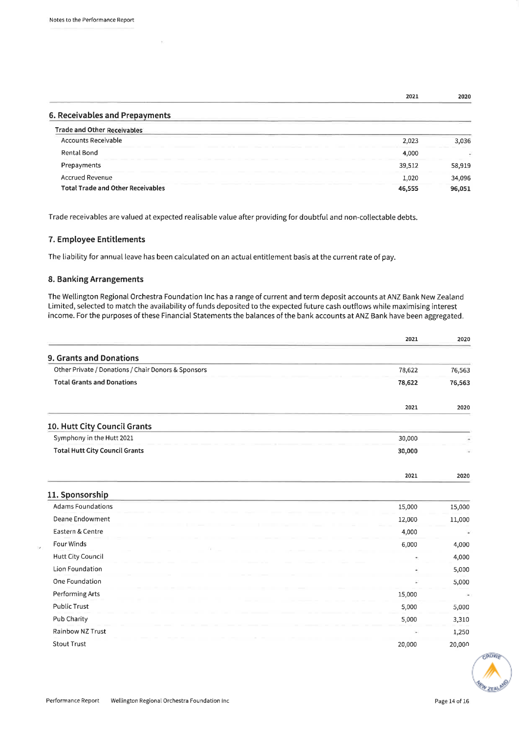## 6. Receivables and Prepayments

| | 2021 | 2020 |
|---|---|---|
| **Trade and Other Receivables** | | |
| Accounts Receivable | 2,023 | 3,036 |
| Rental Bond | 4,000 | - |
| Prepayments | 39,512 | 58,919 |
| Accrued Revenue | 1,020 | 34,096 |
| **Total Trade and Other Receivables** | **46,555** | **96,051** |

Trade receivables are valued at expected realisable value after providing for doubtful and non-collectable debts.

## 7. Employee Entitlements

The liability for annual leave has been calculated on an actual entitlement basis at the current rate of pay.

## 8. Banking Arrangements

The Wellington Regional Orchestra Foundation Inc has a range of current and term deposit accounts at ANZ Bank New Zealand Limited, selected to match the availability of funds deposited to the expected future cash outflows while maximising interest income. For the purposes of these Financial Statements the balances of the bank accounts at ANZ Bank have been aggregated.

## 9. Grants and Donations

| | 2021 | 2020 |
|---|---|---|
| Other Private / Donations / Chair Donors & Sponsors | 78,622 | 76,563 |
| **Total Grants and Donations** | **78,622** | **76,563** |

## 10. Hutt City Council Grants

| | 2021 | 2020 |
|---|---|---|
| Symphony in the Hutt 2021 | 30,000 | - |
| **Total Hutt City Council Grants** | **30,000** | - |

## 11. Sponsorship

| | 2021 | 2020 |
|---|---|---|
| Adams Foundations | 15,000 | 15,000 |
| Deane Endowment | 12,000 | 11,000 |
| Eastern & Centre | 4,000 | - |
| Four Winds | 6,000 | 4,000 |
| Hutt City Council | - | 4,000 |
| Lion Foundation | - | 5,000 |
| One Foundation | - | 5,000 |
| Performing Arts | 15,000 | - |
| Public Trust | 5,000 | 5,000 |
| Pub Charity | 5,000 | 3,310 |
| Rainbow NZ Trust | - | 1,250 |
| Stout Trust | 20,000 | 20,000 |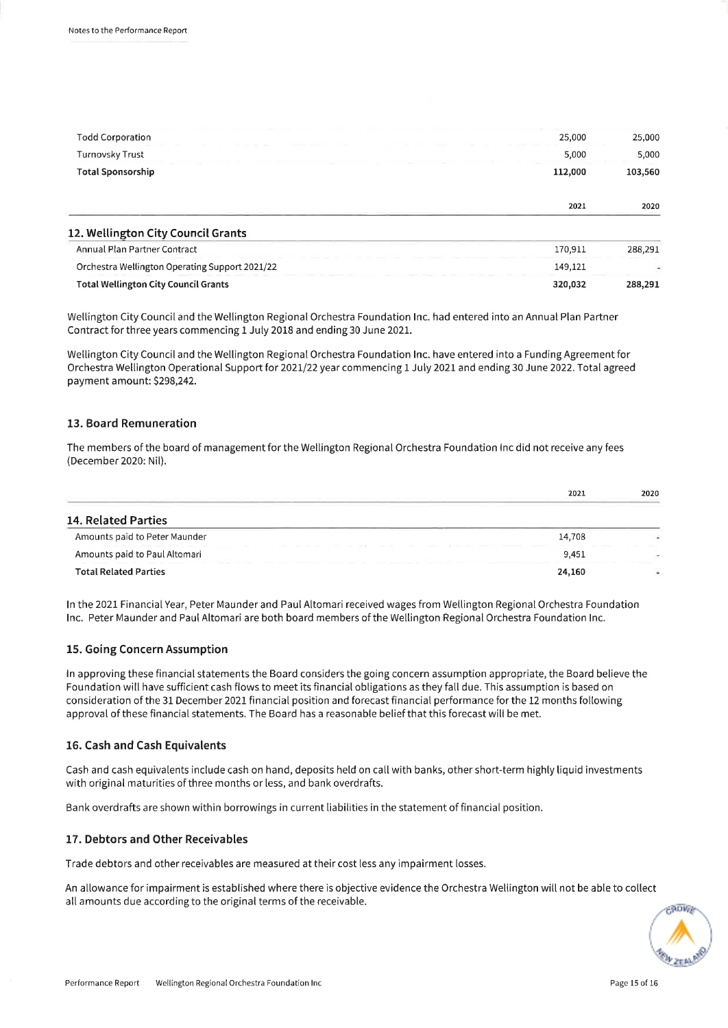| | | |
|---|---|---|
| Todd Corporation | 25,000 | 25,000 |
| Turnovsky Trust | 5,000 | 5,000 |
| **Total Sponsorship** | **112,000** | **103,560** |

| | 2021 | 2020 |
|---|---|---|

## 12. Wellington City Council Grants

| | 2021 | 2020 |
|---|---|---|
| Annual Plan Partner Contract | 170,911 | 288,291 |
| Orchestra Wellington Operating Support 2021/22 | 149,121 | - |
| **Total Wellington City Council Grants** | **320,032** | **288,291** |

Wellington City Council and the Wellington Regional Orchestra Foundation Inc. had entered into an Annual Plan Partner Contract for three years commencing 1 July 2018 and ending 30 June 2021.

Wellington City Council and the Wellington Regional Orchestra Foundation Inc. have entered into a Funding Agreement for Orchestra Wellington Operational Support for 2021/22 year commencing 1 July 2021 and ending 30 June 2022. Total agreed payment amount: $298,242.

## 13. Board Remuneration

The members of the board of management for the Wellington Regional Orchestra Foundation Inc did not receive any fees (December 2020: Nil).

## 14. Related Parties

| | 2021 | 2020 |
|---|---|---|
| Amounts paid to Peter Maunder | 14,708 | - |
| Amounts paid to Paul Altomari | 9,451 | - |
| **Total Related Parties** | **24,160** | - |

In the 2021 Financial Year, Peter Maunder and Paul Altomari received wages from Wellington Regional Orchestra Foundation Inc. Peter Maunder and Paul Altomari are both board members of the Wellington Regional Orchestra Foundation Inc.

## 15. Going Concern Assumption

In approving these financial statements the Board considers the going concern assumption appropriate, the Board believe the Foundation will have sufficient cash flows to meet its financial obligations as they fall due. This assumption is based on consideration of the 31 December 2021 financial position and forecast financial performance for the 12 months following approval of these financial statements. The Board has a reasonable belief that this forecast will be met.

## 16. Cash and Cash Equivalents

Cash and cash equivalents include cash on hand, deposits held on call with banks, other short-term highly liquid investments with original maturities of three months or less, and bank overdrafts.

Bank overdrafts are shown within borrowings in current liabilities in the statement of financial position.

## 17. Debtors and Other Receivables

Trade debtors and other receivables are measured at their cost less any impairment losses.

An allowance for impairment is established where there is objective evidence the Orchestra Wellington will not be able to collect all amounts due according to the original terms of the receivable.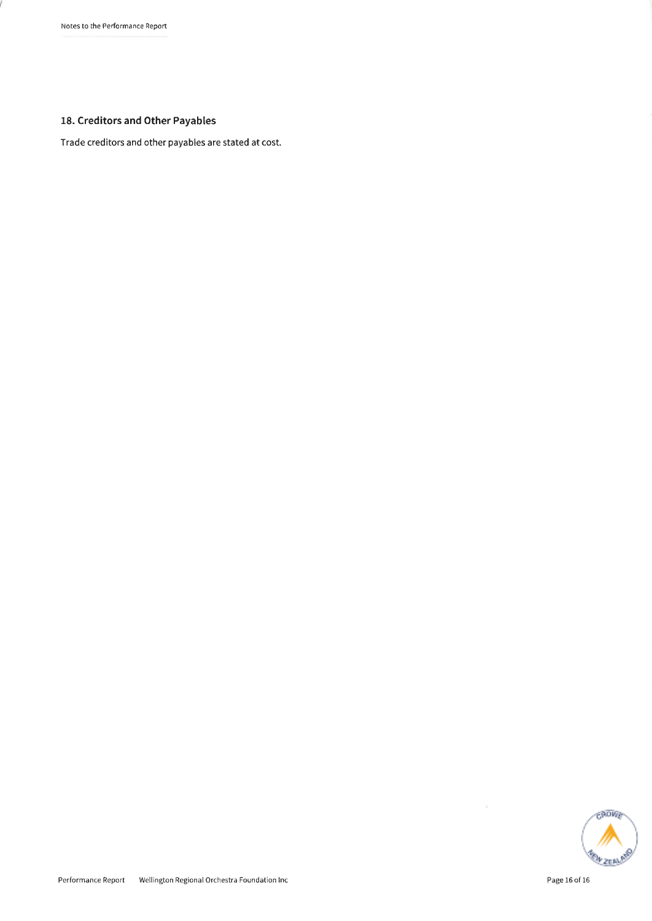## 18. Creditors and Other Payables

Trade creditors and other payables are stated at cost.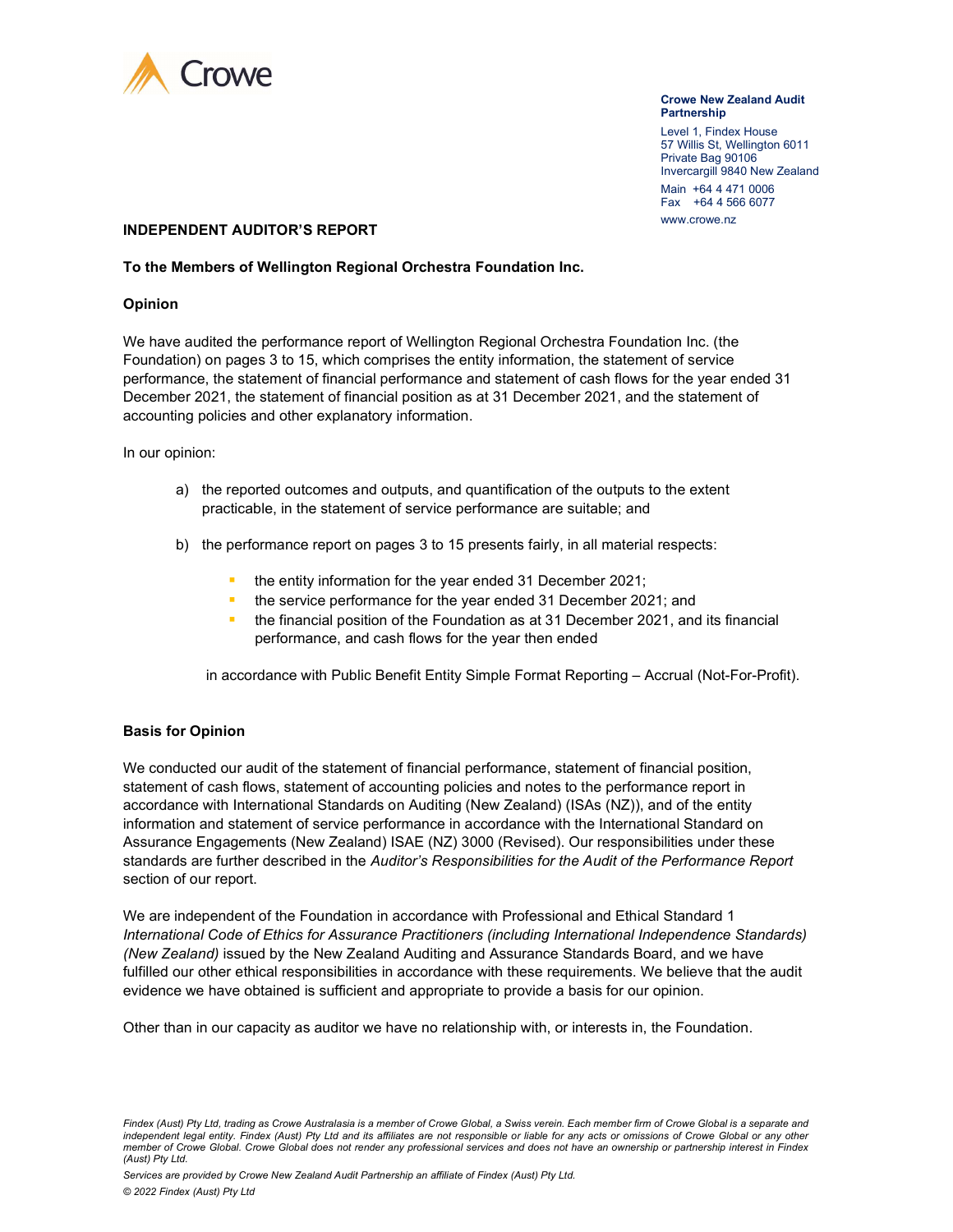**Crowe New Zealand Audit Partnership**

Level 1, Findex House
57 Willis St, Wellington 6011
Private Bag 90106
Invercargill 9840 New Zealand

Main +64 4 471 0006
Fax +64 4 566 6077

www.crowe.nz

## INDEPENDENT AUDITOR'S REPORT

**To the Members of Wellington Regional Orchestra Foundation Inc.**

### Opinion

We have audited the performance report of Wellington Regional Orchestra Foundation Inc. (the Foundation) on pages 3 to 15, which comprises the entity information, the statement of service performance, the statement of financial performance and statement of cash flows for the year ended 31 December 2021, the statement of financial position as at 31 December 2021, and the statement of accounting policies and other explanatory information.

In our opinion:

a) the reported outcomes and outputs, and quantification of the outputs to the extent practicable, in the statement of service performance are suitable; and

b) the performance report on pages 3 to 15 presents fairly, in all material respects:

- the entity information for the year ended 31 December 2021;
- the service performance for the year ended 31 December 2021; and
- the financial position of the Foundation as at 31 December 2021, and its financial performance, and cash flows for the year then ended

in accordance with Public Benefit Entity Simple Format Reporting – Accrual (Not-For-Profit).

### Basis for Opinion

We conducted our audit of the statement of financial performance, statement of financial position, statement of cash flows, statement of accounting policies and notes to the performance report in accordance with International Standards on Auditing (New Zealand) (ISAs (NZ)), and of the entity information and statement of service performance in accordance with the International Standard on Assurance Engagements (New Zealand) ISAE (NZ) 3000 (Revised). Our responsibilities under these standards are further described in the *Auditor's Responsibilities for the Audit of the Performance Report* section of our report.

We are independent of the Foundation in accordance with Professional and Ethical Standard 1 *International Code of Ethics for Assurance Practitioners (including International Independence Standards) (New Zealand)* issued by the New Zealand Auditing and Assurance Standards Board, and we have fulfilled our other ethical responsibilities in accordance with these requirements. We believe that the audit evidence we have obtained is sufficient and appropriate to provide a basis for our opinion.

Other than in our capacity as auditor we have no relationship with, or interests in, the Foundation.

*Findex (Aust) Pty Ltd, trading as Crowe Australasia is a member of Crowe Global, a Swiss verein. Each member firm of Crowe Global is a separate and independent legal entity. Findex (Aust) Pty Ltd and its affiliates are not responsible or liable for any acts or omissions of Crowe Global or any other member of Crowe Global. Crowe Global does not render any professional services and does not have an ownership or partnership interest in Findex (Aust) Pty Ltd.*

*Services are provided by Crowe New Zealand Audit Partnership an affiliate of Findex (Aust) Pty Ltd.*

*© 2022 Findex (Aust) Pty Ltd*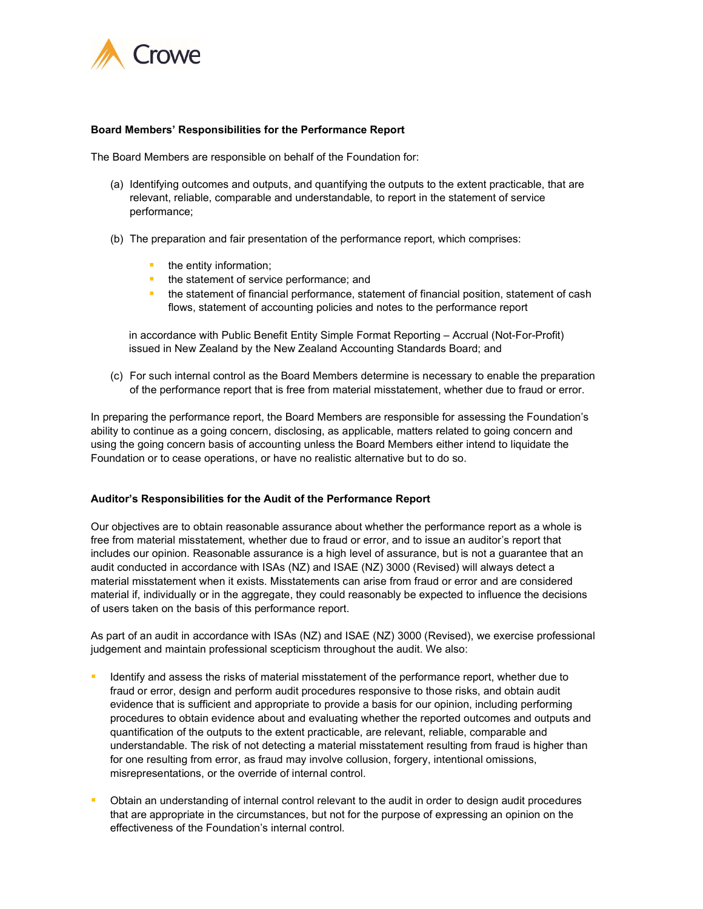**Board Members' Responsibilities for the Performance Report**

The Board Members are responsible on behalf of the Foundation for:

(a) Identifying outcomes and outputs, and quantifying the outputs to the extent practicable, that are relevant, reliable, comparable and understandable, to report in the statement of service performance;

(b) The preparation and fair presentation of the performance report, which comprises:

- the entity information;
- the statement of service performance; and
- the statement of financial performance, statement of financial position, statement of cash flows, statement of accounting policies and notes to the performance report

in accordance with Public Benefit Entity Simple Format Reporting – Accrual (Not-For-Profit) issued in New Zealand by the New Zealand Accounting Standards Board; and

(c) For such internal control as the Board Members determine is necessary to enable the preparation of the performance report that is free from material misstatement, whether due to fraud or error.

In preparing the performance report, the Board Members are responsible for assessing the Foundation's ability to continue as a going concern, disclosing, as applicable, matters related to going concern and using the going concern basis of accounting unless the Board Members either intend to liquidate the Foundation or to cease operations, or have no realistic alternative but to do so.

**Auditor's Responsibilities for the Audit of the Performance Report**

Our objectives are to obtain reasonable assurance about whether the performance report as a whole is free from material misstatement, whether due to fraud or error, and to issue an auditor's report that includes our opinion. Reasonable assurance is a high level of assurance, but is not a guarantee that an audit conducted in accordance with ISAs (NZ) and ISAE (NZ) 3000 (Revised) will always detect a material misstatement when it exists. Misstatements can arise from fraud or error and are considered material if, individually or in the aggregate, they could reasonably be expected to influence the decisions of users taken on the basis of this performance report.

As part of an audit in accordance with ISAs (NZ) and ISAE (NZ) 3000 (Revised), we exercise professional judgement and maintain professional scepticism throughout the audit. We also:

- Identify and assess the risks of material misstatement of the performance report, whether due to fraud or error, design and perform audit procedures responsive to those risks, and obtain audit evidence that is sufficient and appropriate to provide a basis for our opinion, including performing procedures to obtain evidence about and evaluating whether the reported outcomes and outputs and quantification of the outputs to the extent practicable, are relevant, reliable, comparable and understandable. The risk of not detecting a material misstatement resulting from fraud is higher than for one resulting from error, as fraud may involve collusion, forgery, intentional omissions, misrepresentations, or the override of internal control.

- Obtain an understanding of internal control relevant to the audit in order to design audit procedures that are appropriate in the circumstances, but not for the purpose of expressing an opinion on the effectiveness of the Foundation's internal control.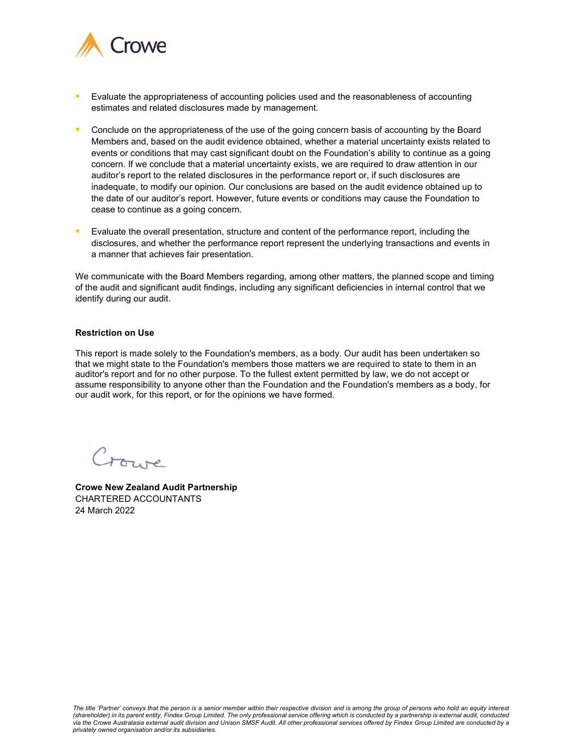- Evaluate the appropriateness of accounting policies used and the reasonableness of accounting estimates and related disclosures made by management.
- Conclude on the appropriateness of the use of the going concern basis of accounting by the Board Members and, based on the audit evidence obtained, whether a material uncertainty exists related to events or conditions that may cast significant doubt on the Foundation's ability to continue as a going concern. If we conclude that a material uncertainty exists, we are required to draw attention in our auditor's report to the related disclosures in the performance report or, if such disclosures are inadequate, to modify our opinion. Our conclusions are based on the audit evidence obtained up to the date of our auditor's report. However, future events or conditions may cause the Foundation to cease to continue as a going concern.
- Evaluate the overall presentation, structure and content of the performance report, including the disclosures, and whether the performance report represent the underlying transactions and events in a manner that achieves fair presentation.

We communicate with the Board Members regarding, among other matters, the planned scope and timing of the audit and significant audit findings, including any significant deficiencies in internal control that we identify during our audit.

**Restriction on Use**

This report is made solely to the Foundation's members, as a body. Our audit has been undertaken so that we might state to the Foundation's members those matters we are required to state to them in an auditor's report and for no other purpose. To the fullest extent permitted by law, we do not accept or assume responsibility to anyone other than the Foundation and the Foundation's members as a body, for our audit work, for this report, or for the opinions we have formed.

Crowe

**Crowe New Zealand Audit Partnership**
CHARTERED ACCOUNTANTS
24 March 2022

*The title 'Partner' conveys that the person is a senior member within their respective division and is among the group of persons who hold an equity interest (shareholder) in its parent entity, Findex Group Limited. The only professional service offering which is conducted by a partnership is external audit, conducted via the Crowe Australasia external audit division and Unison SMSF Audit. All other professional services offered by Findex Group Limited are conducted by a privately owned organisation and/or its subsidiaries.*